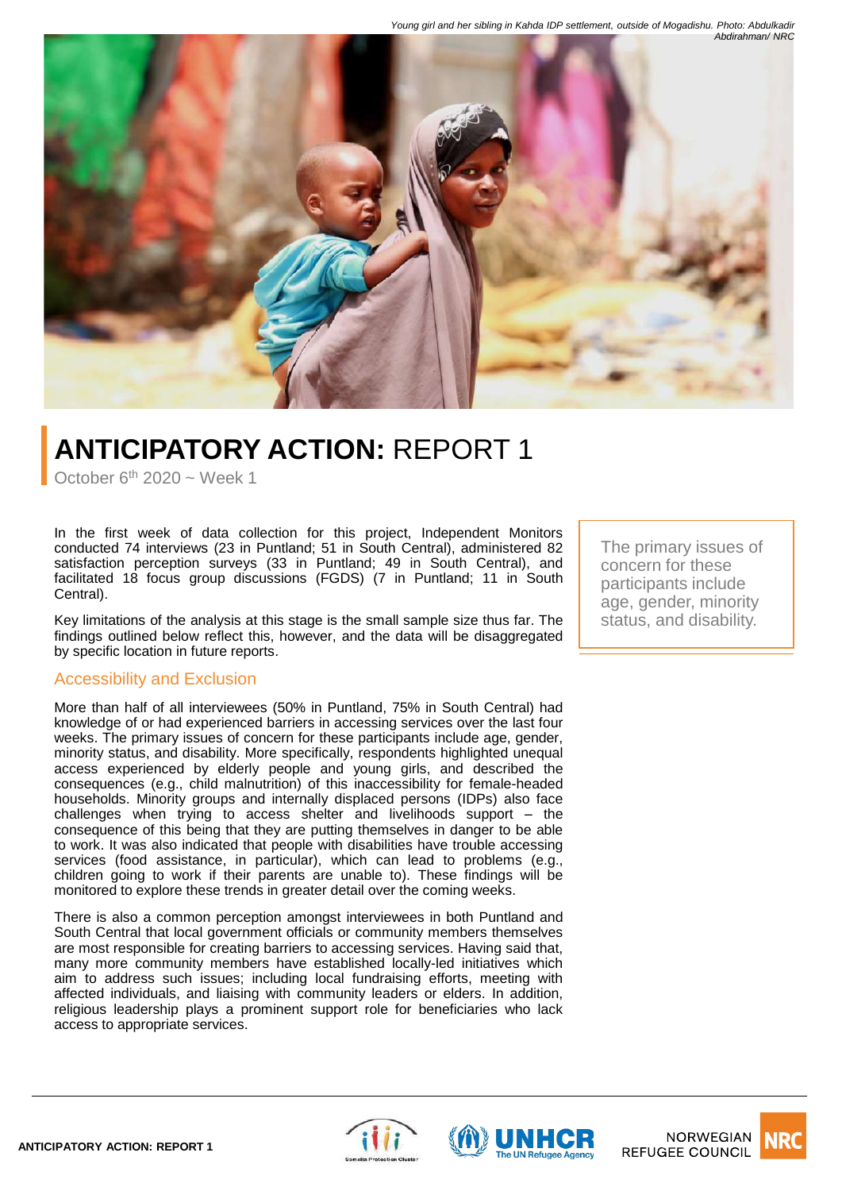*Young girl and her sibling in Kahda IDP settlement, outside of Mogadishu. Photo: Abdulkadir Abdirahman/ NRC*

# **ANTICIPATORY ACTION:** REPORT 1

October 6th 2020 ~ Week 1

In the first week of data collection for this project, Independent Monitors conducted 74 interviews (23 in Puntland; 51 in South Central), administered 82 satisfaction perception surveys (33 in Puntland; 49 in South Central), and facilitated 18 focus group discussions (FGDS) (7 in Puntland; 11 in South Central).

Key limitations of the analysis at this stage is the small sample size thus far. The findings outlined below reflect this, however, and the data will be disaggregated by specific location in future reports.

> The primary issues of concern for these participants include age, gender, minority status, and disability.

## Accessibility and Exclusion

More than half of all interviewees (50% in Puntland, 75% in South Central) had knowledge of or had experienced barriers in accessing services over the last four weeks. The primary issues of concern for these participants include age, gender, minority status, and disability. More specifically, respondents highlighted unequal access experienced by elderly people and young girls, and described the consequences (e.g., child malnutrition) of this inaccessibility for female-headed households. Minority groups and internally displaced persons (IDPs) also face challenges when trying to access shelter and livelihoods support – the consequence of this being that they are putting themselves in danger to be able to work. It was also indicated that people with disabilities have trouble accessing services (food assistance, in particular), which can lead to problems (e.g., children going to work if their parents are unable to). These findings will be monitored to explore these trends in greater detail over the coming weeks.

There is also a common perception amongst interviewees in both Puntland and South Central that local government officials or community members themselves are most responsible for creating barriers to accessing services. Having said that, many more community members have established locally-led initiatives which aim to address such issues; including local fundraising efforts, meeting with affected individuals, and liaising with community leaders or elders. In addition, religious leadership plays a prominent support role for beneficiaries who lack access to appropriate services.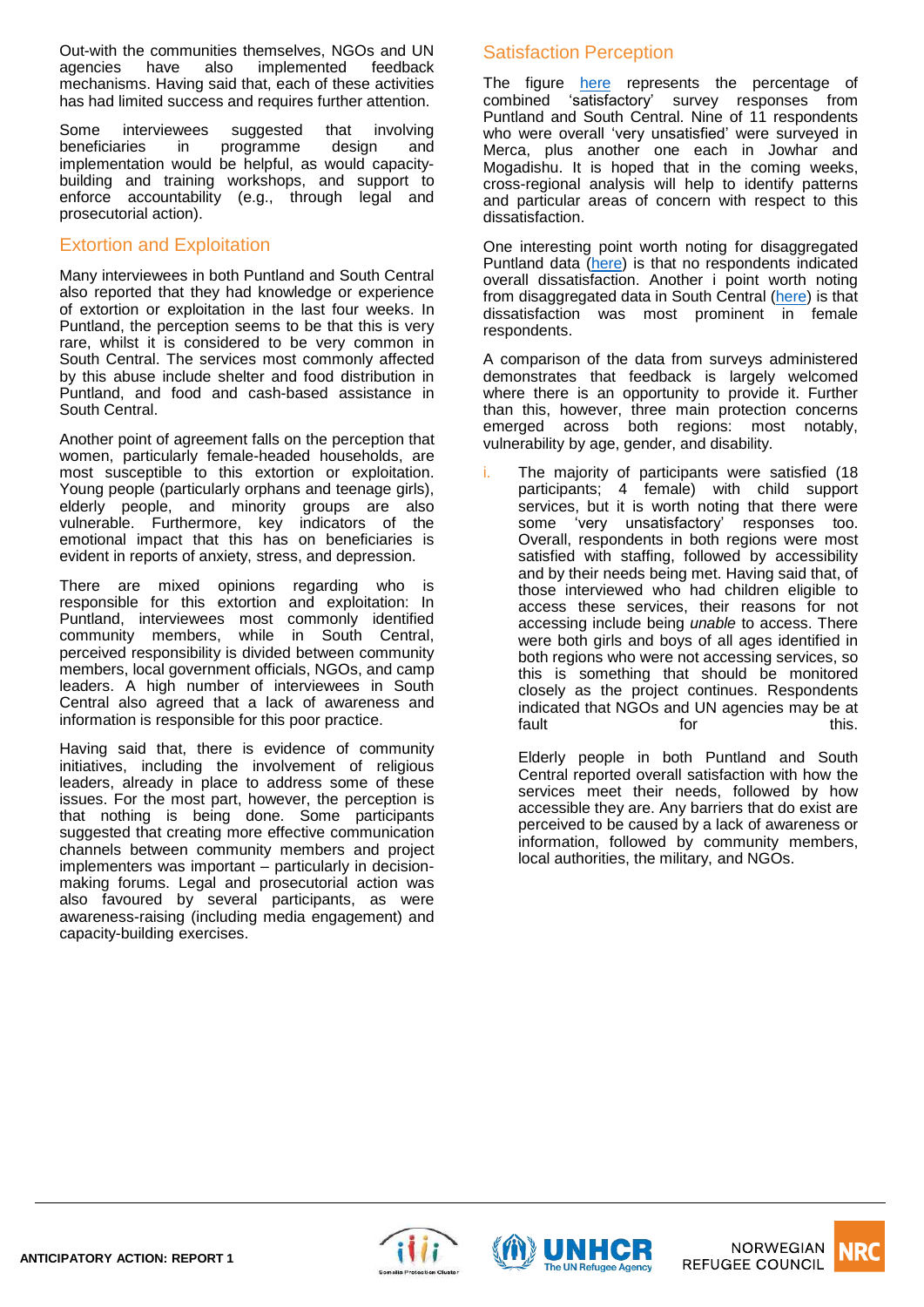Out-with the communities themselves, NGOs and UN agencies have also implemented feedback mechanisms. Having said that, each of these activities has had limited success and requires further attention.

Some interviewees suggested that involving beneficiaries in programme design and implementation would be helpful, as would capacity-building and training workshops, and support to enforce accountability (e.g., through legal and prosecutorial action).

## Extortion and Exploitation

Many interviewees in both Puntland and South Central also reported that they had knowledge or experience of extortion or exploitation in the last four weeks. In Puntland, the perception seems to be that this is very rare, whilst it is considered to be very common in South Central. The services most commonly affected by this abuse include shelter and food distribution in Puntland, and food and cash-based assistance in South Central.

Another point of agreement falls on the perception that women, particularly female-headed households, are most susceptible to this extortion or exploitation. Young people (particularly orphans and teenage girls), elderly people, and minority groups are also vulnerable. Furthermore, key indicators of the emotional impact that this has on beneficiaries is evident in reports of anxiety, stress, and depression.

There are mixed opinions regarding who is responsible for this extortion and exploitation: In Puntland, interviewees most commonly identified community members, while in South Central, perceived responsibility is divided between community members, local government officials, NGOs, and camp leaders. A high number of interviewees in South Central also agreed that a lack of awareness and information is responsible for this poor practice.

Having said that, there is evidence of community initiatives, including the involvement of religious leaders, already in place to address some of these issues. For the most part, however, the perception is that nothing is being done. Some participants suggested that creating more effective communication channels between community members and project implementers was important – particularly in decision-making forums. Legal and prosecutorial action was also favoured by several participants, as were awareness-raising (including media engagement) and capacity-building exercises.

## Satisfaction Perception

The figure here represents the percentage of combined 'satisfactory' survey responses from Puntland and South Central. Nine of 11 respondents who were overall 'very unsatisfied' were surveyed in Merca, plus another one each in Jowhar and Mogadishu. It is hoped that in the coming weeks, cross-regional analysis will help to identify patterns and particular areas of concern with respect to this dissatisfaction.

One interesting point worth noting for disaggregated Puntland data (here) is that no respondents indicated overall dissatisfaction. Another i point worth noting from disaggregated data in South Central (here) is that dissatisfaction was most prominent in female respondents.

A comparison of the data from surveys administered demonstrates that feedback is largely welcomed where there is an opportunity to provide it. Further than this, however, three main protection concerns emerged across both regions: most notably, vulnerability by age, gender, and disability.

i. The majority of participants were satisfied (18 participants; 4 female) with child support services, but it is worth noting that there were some 'very unsatisfactory' responses too. Overall, respondents in both regions were most satisfied with staffing, followed by accessibility and by their needs being met. Having said that, of those interviewed who had children eligible to access these services, their reasons for not accessing include being *unable* to access. There were both girls and boys of all ages identified in both regions who were not accessing services, so this is something that should be monitored closely as the project continues. Respondents indicated that NGOs and UN agencies may be at fault for this.

   Elderly people in both Puntland and South Central reported overall satisfaction with how the services meet their needs, followed by how accessible they are. Any barriers that do exist are perceived to be caused by a lack of awareness or information, followed by community members, local authorities, the military, and NGOs.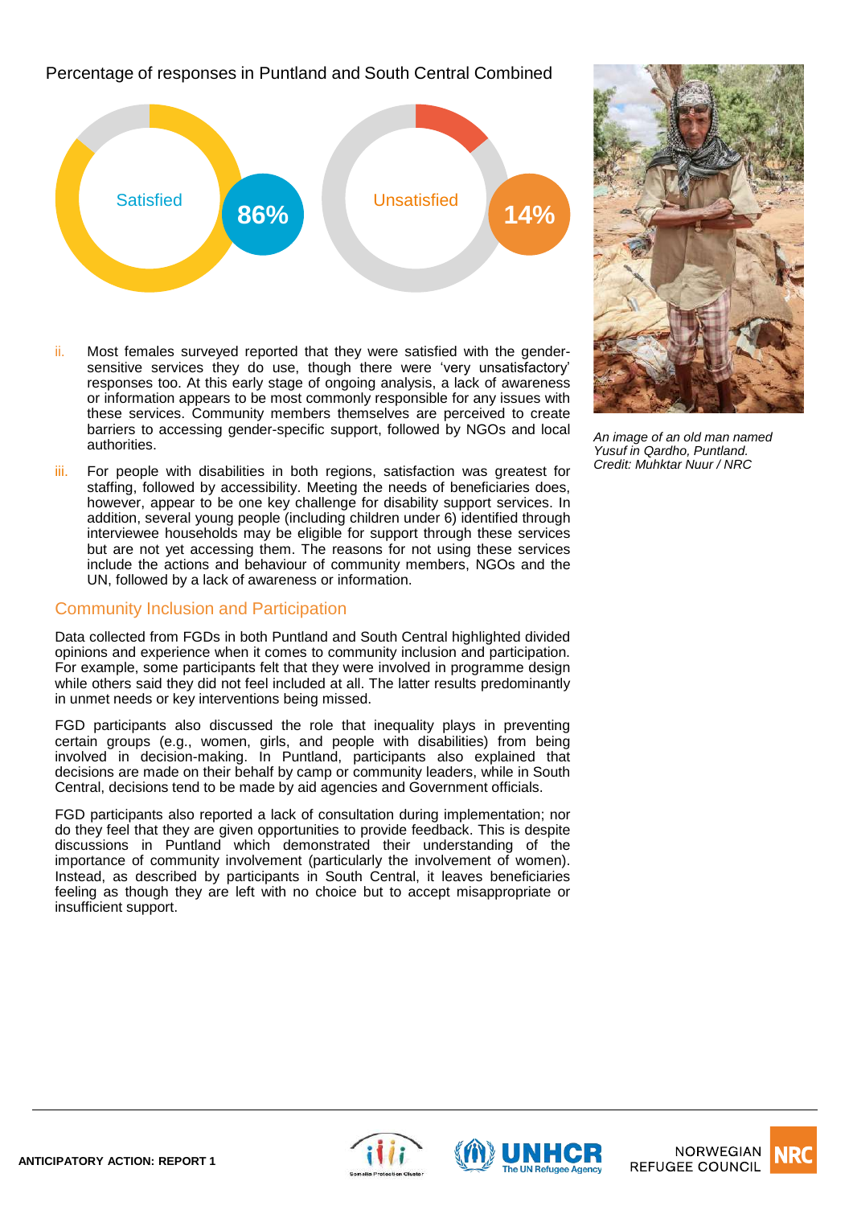Percentage of responses in Puntland and South Central Combined

Satisfied **86%**

Unsatisfied **14%**

ii. Most females surveyed reported that they were satisfied with the gender-sensitive services they do use, though there were 'very unsatisfactory' responses too. At this early stage of ongoing analysis, a lack of awareness or information appears to be most commonly responsible for any issues with these services. Community members themselves are perceived to create barriers to accessing gender-specific support, followed by NGOs and local authorities.

iii. For people with disabilities in both regions, satisfaction was greatest for staffing, followed by accessibility. Meeting the needs of beneficiaries does, however, appear to be one key challenge for disability support services. In addition, several young people (including children under 6) identified through interviewee households may be eligible for support through these services but are not yet accessing them. The reasons for not using these services include the actions and behaviour of community members, NGOs and the UN, followed by a lack of awareness or information.

*An image of an old man named Yusuf in Qardho, Puntland. Credit: Muhktar Nuur / NRC*

## Community Inclusion and Participation

Data collected from FGDs in both Puntland and South Central highlighted divided opinions and experience when it comes to community inclusion and participation. For example, some participants felt that they were involved in programme design while others said they did not feel included at all. The latter results predominantly in unmet needs or key interventions being missed.

FGD participants also discussed the role that inequality plays in preventing certain groups (e.g., women, girls, and people with disabilities) from being involved in decision-making. In Puntland, participants also explained that decisions are made on their behalf by camp or community leaders, while in South Central, decisions tend to be made by aid agencies and Government officials.

FGD participants also reported a lack of consultation during implementation; nor do they feel that they are given opportunities to provide feedback. This is despite discussions in Puntland which demonstrated their understanding of the importance of community involvement (particularly the involvement of women). Instead, as described by participants in South Central, it leaves beneficiaries feeling as though they are left with no choice but to accept misappropriate or insufficient support.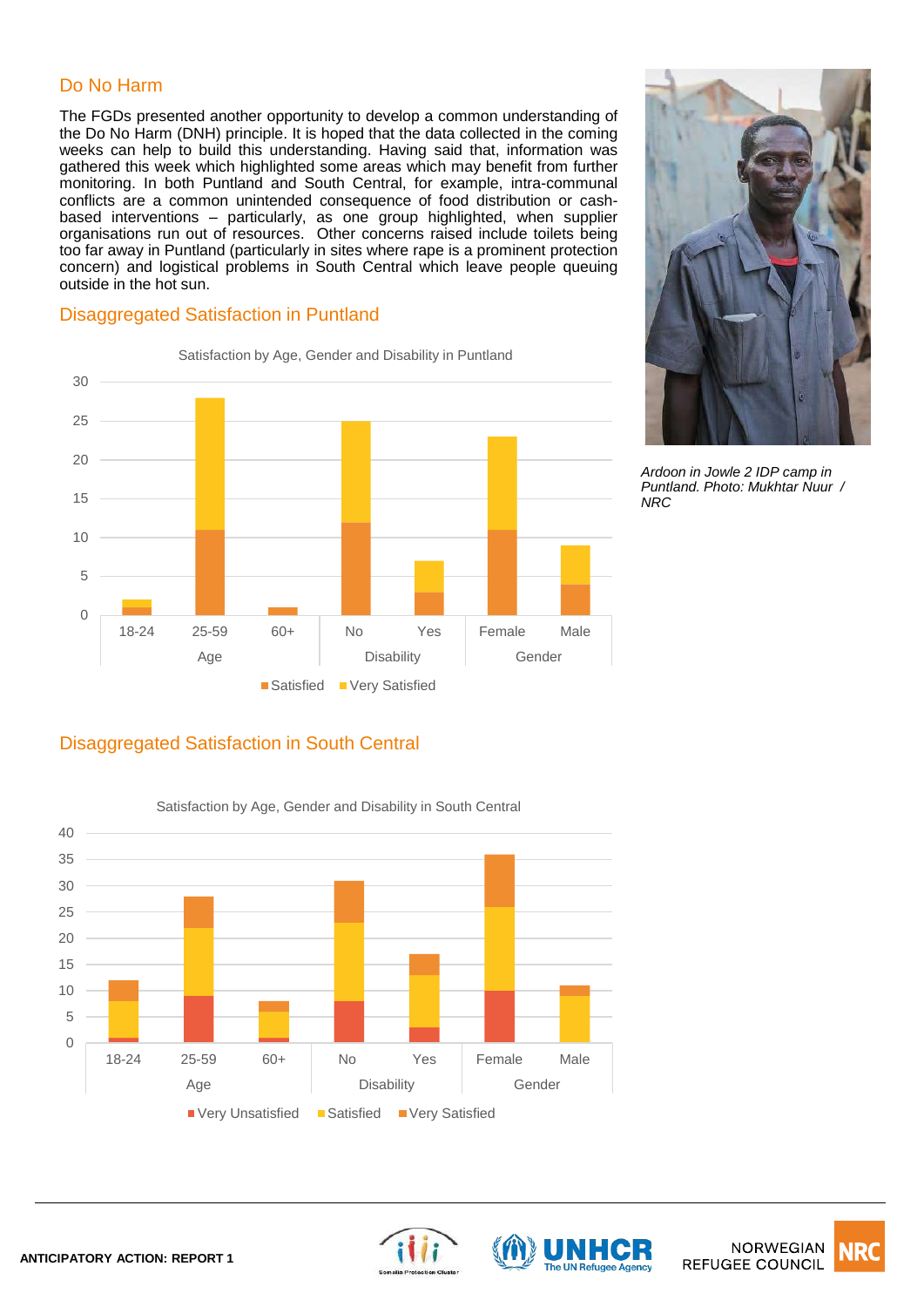## Do No Harm

The FGDs presented another opportunity to develop a common understanding of the Do No Harm (DNH) principle. It is hoped that the data collected in the coming weeks can help to build this understanding. Having said that, information was gathered this week which highlighted some areas which may benefit from further monitoring. In both Puntland and South Central, for example, intra-communal conflicts are a common unintended consequence of food distribution or cash-based interventions – particularly, as one group highlighted, when supplier organisations run out of resources. Other concerns raised include toilets being too far away in Puntland (particularly in sites where rape is a prominent protection concern) and logistical problems in South Central which leave people queuing outside in the hot sun.

*Ardoon in Jowle 2 IDP camp in Puntland. Photo: Mukhtar Nuur / NRC*

## Disaggregated Satisfaction in Puntland

Satisfaction by Age, Gender and Disability in Puntland

30
25
20
15
10
5
0

18-24 25-59 60+ — Age
No Yes — Disability
Female Male — Gender

Satisfied  Very Satisfied

## Disaggregated Satisfaction in South Central

Satisfaction by Age, Gender and Disability in South Central

40
35
30
25
20
15
10
5
0

18-24 25-59 60+ — Age
No Yes — Disability
Female Male — Gender

Very Unsatisfied  Satisfied  Very Satisfied